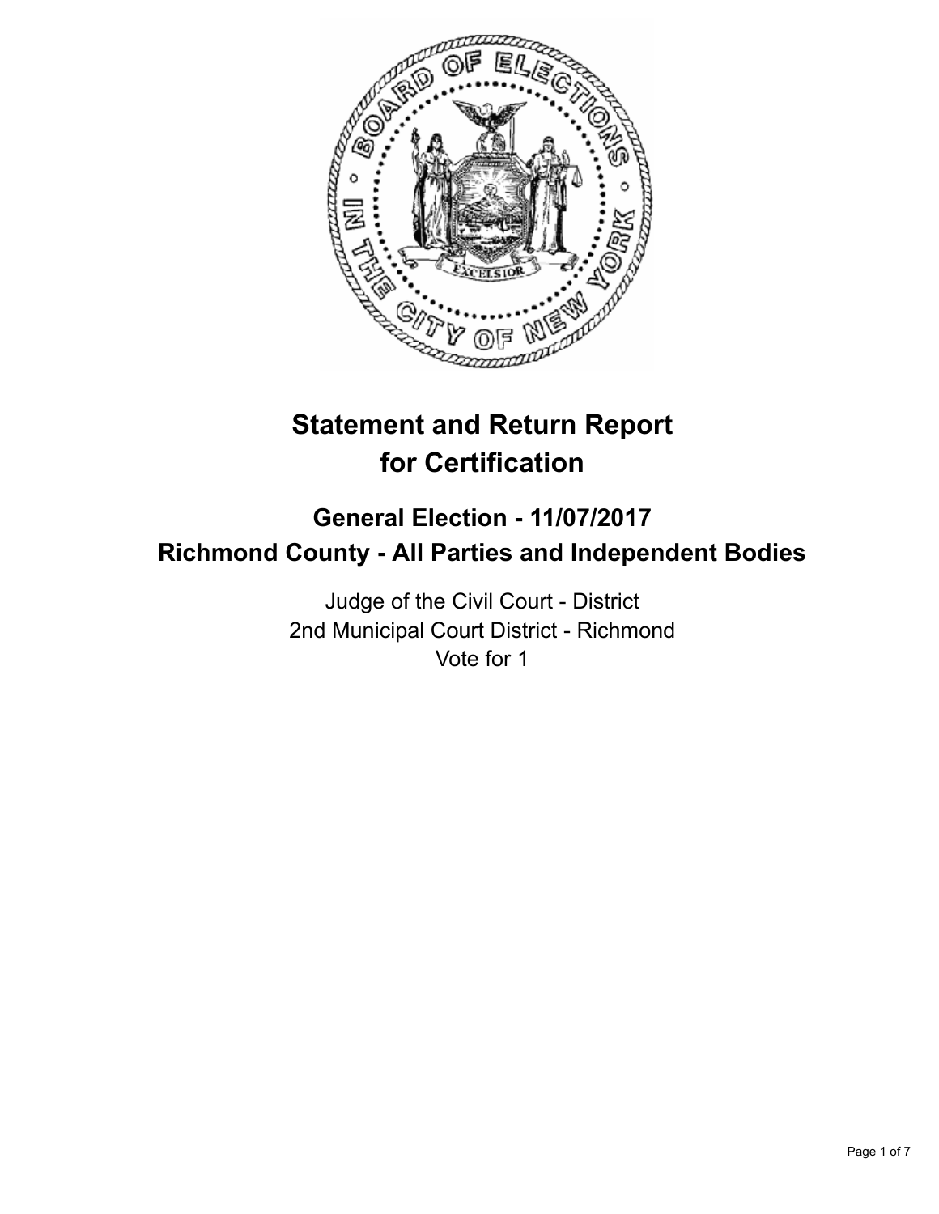# Statement and Return Report for Certification

## General Election - 11/07/2017
## Richmond County - All Parties and Independent Bodies

Judge of the Civil Court - District
2nd Municipal Court District - Richmond
Vote for 1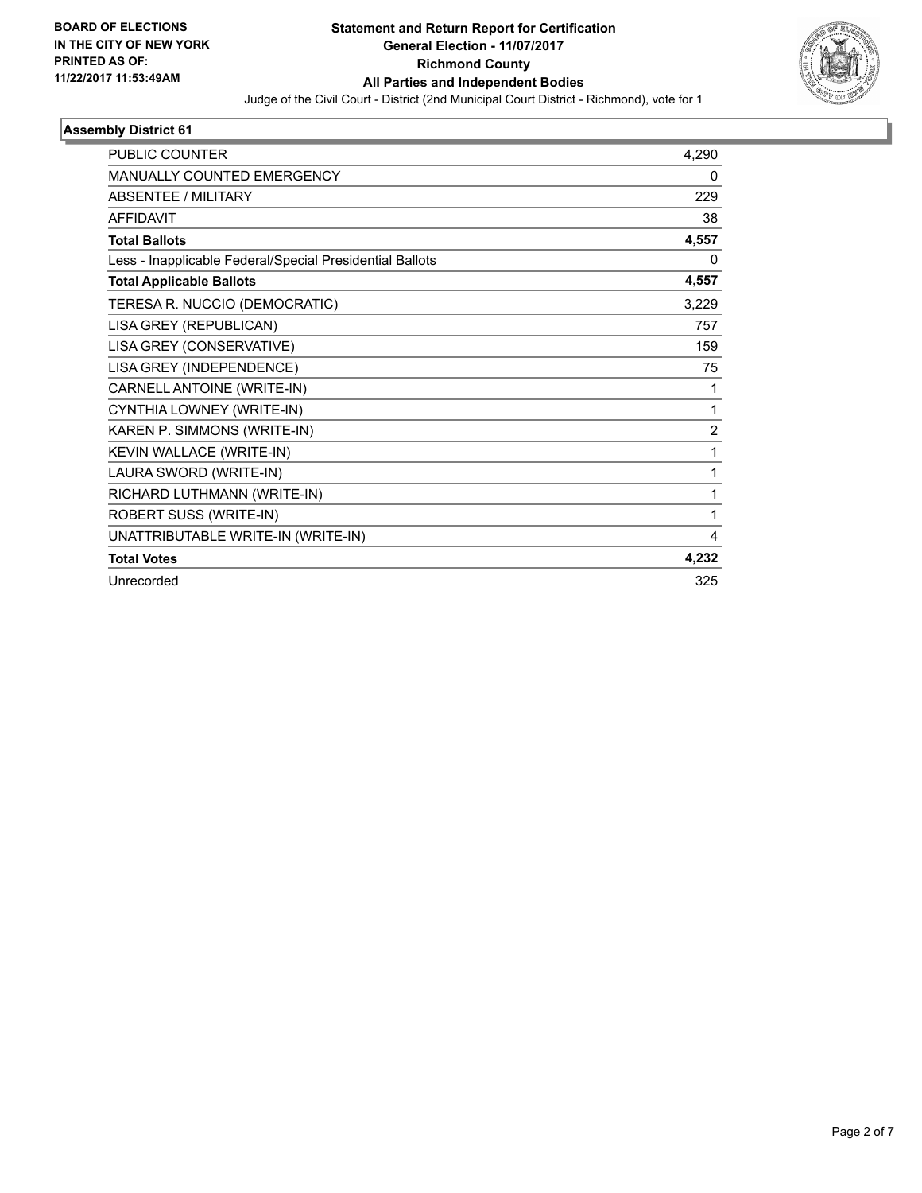**BOARD OF ELECTIONS IN THE CITY OF NEW YORK PRINTED AS OF: 11/22/2017 11:53:49AM**

# Statement and Return Report for Certification
## General Election - 11/07/2017
## Richmond County
## All Parties and Independent Bodies

Judge of the Civil Court - District (2nd Municipal Court District - Richmond), vote for 1

### Assembly District 61

| | |
|---|---|
| PUBLIC COUNTER | 4,290 |
| MANUALLY COUNTED EMERGENCY | 0 |
| ABSENTEE / MILITARY | 229 |
| AFFIDAVIT | 38 |
| **Total Ballots** | **4,557** |
| Less - Inapplicable Federal/Special Presidential Ballots | 0 |
| **Total Applicable Ballots** | **4,557** |
| TERESA R. NUCCIO (DEMOCRATIC) | 3,229 |
| LISA GREY (REPUBLICAN) | 757 |
| LISA GREY (CONSERVATIVE) | 159 |
| LISA GREY (INDEPENDENCE) | 75 |
| CARNELL ANTOINE (WRITE-IN) | 1 |
| CYNTHIA LOWNEY (WRITE-IN) | 1 |
| KAREN P. SIMMONS (WRITE-IN) | 2 |
| KEVIN WALLACE (WRITE-IN) | 1 |
| LAURA SWORD (WRITE-IN) | 1 |
| RICHARD LUTHMANN (WRITE-IN) | 1 |
| ROBERT SUSS (WRITE-IN) | 1 |
| UNATTRIBUTABLE WRITE-IN (WRITE-IN) | 4 |
| **Total Votes** | **4,232** |
| Unrecorded | 325 |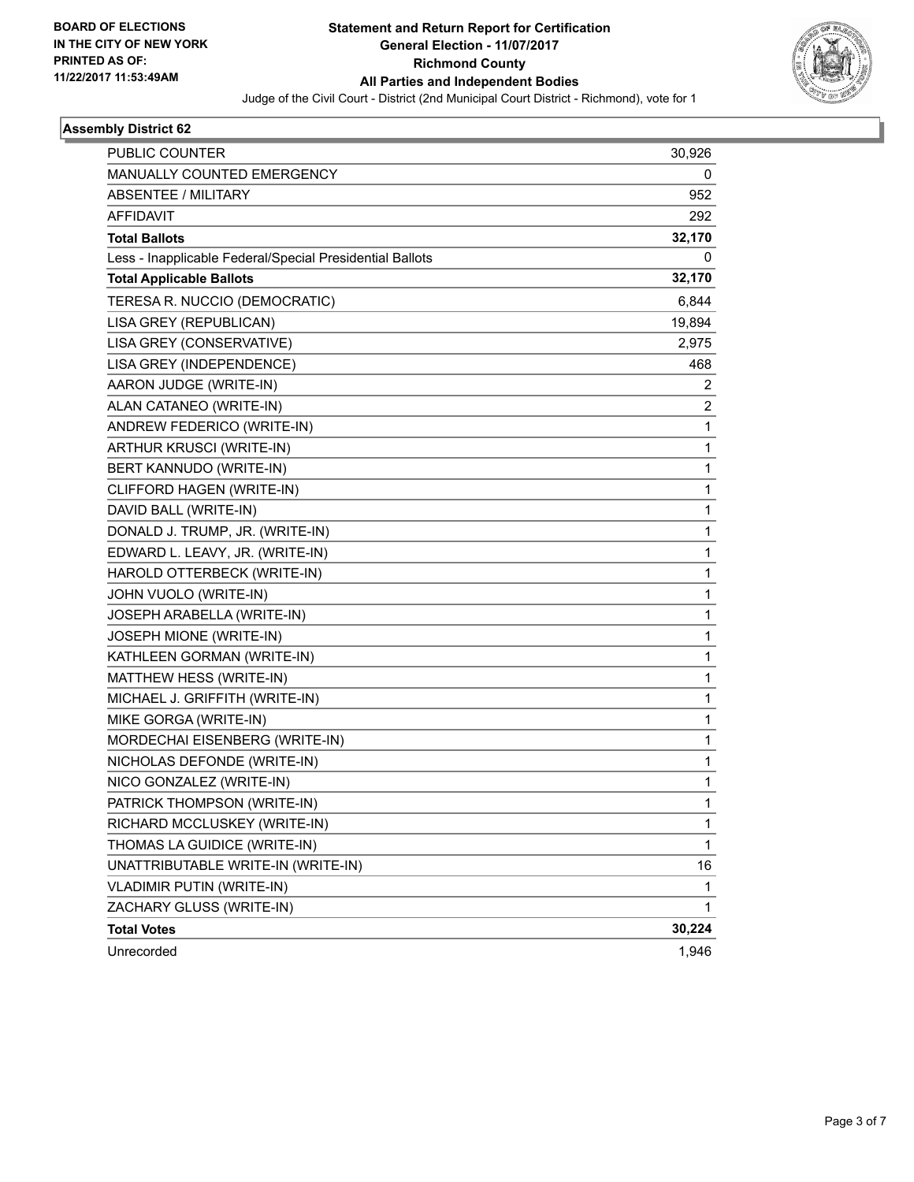**BOARD OF ELECTIONS IN THE CITY OF NEW YORK PRINTED AS OF: 11/22/2017 11:53:49AM**

# Statement and Return Report for Certification
## General Election - 11/07/2017
## Richmond County
## All Parties and Independent Bodies

Judge of the Civil Court - District (2nd Municipal Court District - Richmond), vote for 1

### Assembly District 62

| | |
|---|---|
| PUBLIC COUNTER | 30,926 |
| MANUALLY COUNTED EMERGENCY | 0 |
| ABSENTEE / MILITARY | 952 |
| AFFIDAVIT | 292 |
| **Total Ballots** | **32,170** |
| Less - Inapplicable Federal/Special Presidential Ballots | 0 |
| **Total Applicable Ballots** | **32,170** |
| TERESA R. NUCCIO (DEMOCRATIC) | 6,844 |
| LISA GREY (REPUBLICAN) | 19,894 |
| LISA GREY (CONSERVATIVE) | 2,975 |
| LISA GREY (INDEPENDENCE) | 468 |
| AARON JUDGE (WRITE-IN) | 2 |
| ALAN CATANEO (WRITE-IN) | 2 |
| ANDREW FEDERICO (WRITE-IN) | 1 |
| ARTHUR KRUSCI (WRITE-IN) | 1 |
| BERT KANNUDO (WRITE-IN) | 1 |
| CLIFFORD HAGEN (WRITE-IN) | 1 |
| DAVID BALL (WRITE-IN) | 1 |
| DONALD J. TRUMP, JR. (WRITE-IN) | 1 |
| EDWARD L. LEAVY, JR. (WRITE-IN) | 1 |
| HAROLD OTTERBECK (WRITE-IN) | 1 |
| JOHN VUOLO (WRITE-IN) | 1 |
| JOSEPH ARABELLA (WRITE-IN) | 1 |
| JOSEPH MIONE (WRITE-IN) | 1 |
| KATHLEEN GORMAN (WRITE-IN) | 1 |
| MATTHEW HESS (WRITE-IN) | 1 |
| MICHAEL J. GRIFFITH (WRITE-IN) | 1 |
| MIKE GORGA (WRITE-IN) | 1 |
| MORDECHAI EISENBERG (WRITE-IN) | 1 |
| NICHOLAS DEFONDE (WRITE-IN) | 1 |
| NICO GONZALEZ (WRITE-IN) | 1 |
| PATRICK THOMPSON (WRITE-IN) | 1 |
| RICHARD MCCLUSKEY (WRITE-IN) | 1 |
| THOMAS LA GUIDICE (WRITE-IN) | 1 |
| UNATTRIBUTABLE WRITE-IN (WRITE-IN) | 16 |
| VLADIMIR PUTIN (WRITE-IN) | 1 |
| ZACHARY GLUSS (WRITE-IN) | 1 |
| **Total Votes** | **30,224** |
| Unrecorded | 1,946 |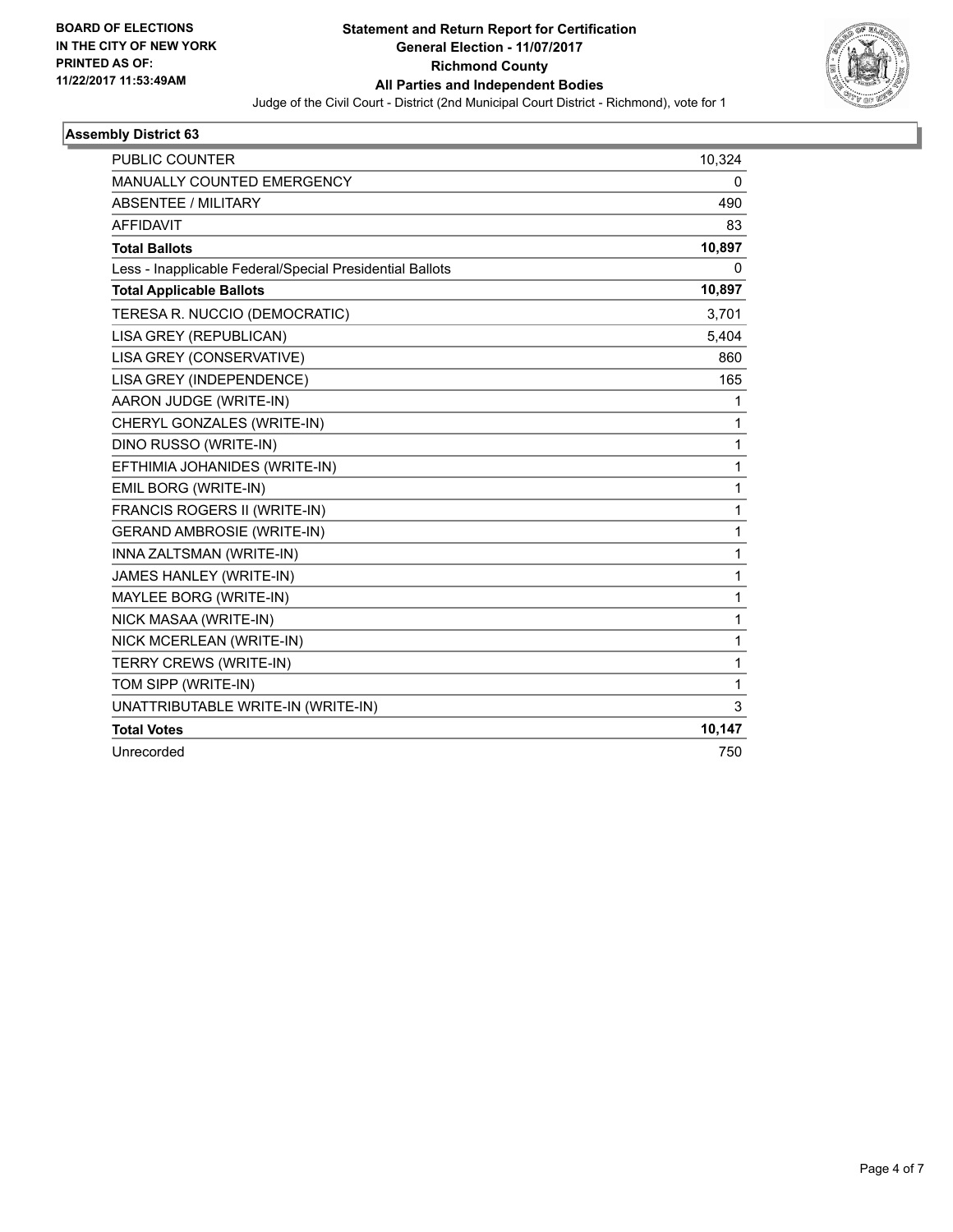BOARD OF ELECTIONS
IN THE CITY OF NEW YORK
PRINTED AS OF:
11/22/2017 11:53:49AM

**Statement and Return Report for Certification**
**General Election - 11/07/2017**
**Richmond County**
**All Parties and Independent Bodies**
Judge of the Civil Court - District (2nd Municipal Court District - Richmond), vote for 1

### Assembly District 63

| | |
|---|---|
| PUBLIC COUNTER | 10,324 |
| MANUALLY COUNTED EMERGENCY | 0 |
| ABSENTEE / MILITARY | 490 |
| AFFIDAVIT | 83 |
| **Total Ballots** | **10,897** |
| Less - Inapplicable Federal/Special Presidential Ballots | 0 |
| **Total Applicable Ballots** | **10,897** |
| TERESA R. NUCCIO (DEMOCRATIC) | 3,701 |
| LISA GREY (REPUBLICAN) | 5,404 |
| LISA GREY (CONSERVATIVE) | 860 |
| LISA GREY (INDEPENDENCE) | 165 |
| AARON JUDGE (WRITE-IN) | 1 |
| CHERYL GONZALES (WRITE-IN) | 1 |
| DINO RUSSO (WRITE-IN) | 1 |
| EFTHIMIA JOHANIDES (WRITE-IN) | 1 |
| EMIL BORG (WRITE-IN) | 1 |
| FRANCIS ROGERS II (WRITE-IN) | 1 |
| GERAND AMBROSIE (WRITE-IN) | 1 |
| INNA ZALTSMAN (WRITE-IN) | 1 |
| JAMES HANLEY (WRITE-IN) | 1 |
| MAYLEE BORG (WRITE-IN) | 1 |
| NICK MASAA (WRITE-IN) | 1 |
| NICK MCERLEAN (WRITE-IN) | 1 |
| TERRY CREWS (WRITE-IN) | 1 |
| TOM SIPP (WRITE-IN) | 1 |
| UNATTRIBUTABLE WRITE-IN (WRITE-IN) | 3 |
| **Total Votes** | **10,147** |
| Unrecorded | 750 |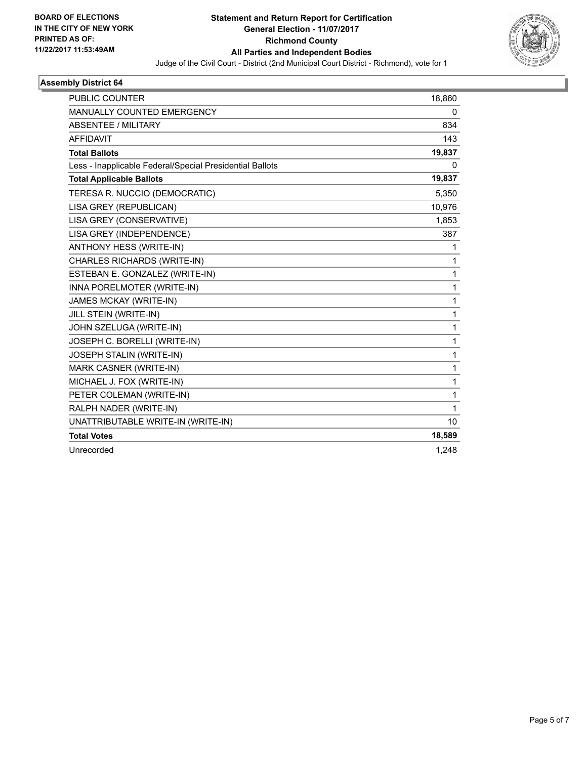**BOARD OF ELECTIONS IN THE CITY OF NEW YORK PRINTED AS OF: 11/22/2017 11:53:49AM**

# Statement and Return Report for Certification
## General Election - 11/07/2017
## Richmond County
## All Parties and Independent Bodies

Judge of the Civil Court - District (2nd Municipal Court District - Richmond), vote for 1

### Assembly District 64

| | |
|---|---|
| PUBLIC COUNTER | 18,860 |
| MANUALLY COUNTED EMERGENCY | 0 |
| ABSENTEE / MILITARY | 834 |
| AFFIDAVIT | 143 |
| **Total Ballots** | **19,837** |
| Less - Inapplicable Federal/Special Presidential Ballots | 0 |
| **Total Applicable Ballots** | **19,837** |
| TERESA R. NUCCIO (DEMOCRATIC) | 5,350 |
| LISA GREY (REPUBLICAN) | 10,976 |
| LISA GREY (CONSERVATIVE) | 1,853 |
| LISA GREY (INDEPENDENCE) | 387 |
| ANTHONY HESS (WRITE-IN) | 1 |
| CHARLES RICHARDS (WRITE-IN) | 1 |
| ESTEBAN E. GONZALEZ (WRITE-IN) | 1 |
| INNA PORELMOTER (WRITE-IN) | 1 |
| JAMES MCKAY (WRITE-IN) | 1 |
| JILL STEIN (WRITE-IN) | 1 |
| JOHN SZELUGA (WRITE-IN) | 1 |
| JOSEPH C. BORELLI (WRITE-IN) | 1 |
| JOSEPH STALIN (WRITE-IN) | 1 |
| MARK CASNER (WRITE-IN) | 1 |
| MICHAEL J. FOX (WRITE-IN) | 1 |
| PETER COLEMAN (WRITE-IN) | 1 |
| RALPH NADER (WRITE-IN) | 1 |
| UNATTRIBUTABLE WRITE-IN (WRITE-IN) | 10 |
| **Total Votes** | **18,589** |
| Unrecorded | 1,248 |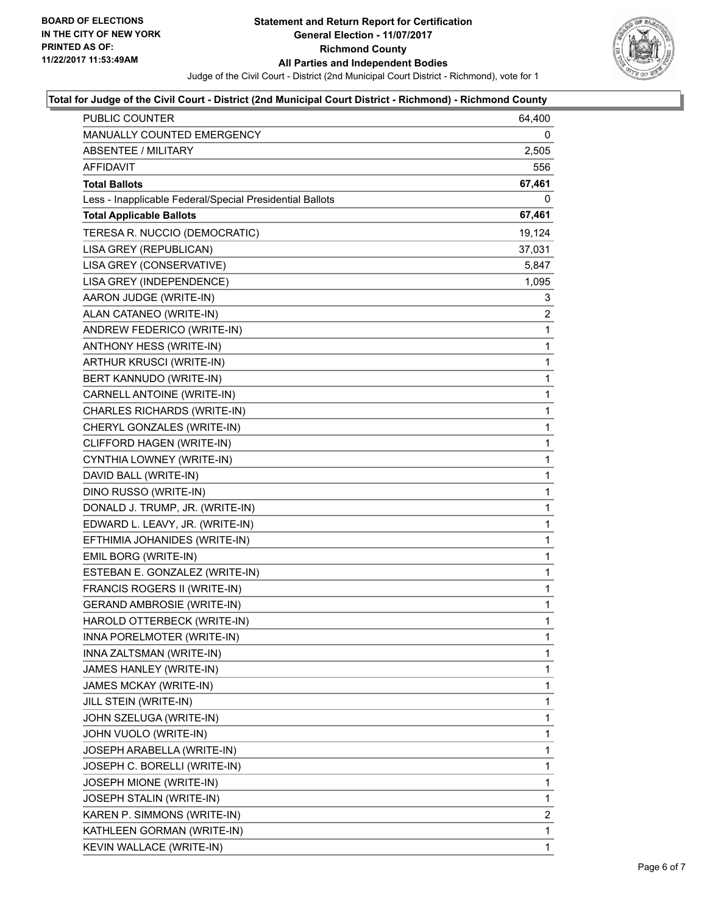**BOARD OF ELECTIONS IN THE CITY OF NEW YORK PRINTED AS OF: 11/22/2017 11:53:49AM**

# Statement and Return Report for Certification
## General Election - 11/07/2017
## Richmond County
## All Parties and Independent Bodies

Judge of the Civil Court - District (2nd Municipal Court District - Richmond), vote for 1

### Total for Judge of the Civil Court - District (2nd Municipal Court District - Richmond) - Richmond County

| | |
|---|---|
| PUBLIC COUNTER | 64,400 |
| MANUALLY COUNTED EMERGENCY | 0 |
| ABSENTEE / MILITARY | 2,505 |
| AFFIDAVIT | 556 |
| **Total Ballots** | **67,461** |
| Less - Inapplicable Federal/Special Presidential Ballots | 0 |
| **Total Applicable Ballots** | **67,461** |
| TERESA R. NUCCIO (DEMOCRATIC) | 19,124 |
| LISA GREY (REPUBLICAN) | 37,031 |
| LISA GREY (CONSERVATIVE) | 5,847 |
| LISA GREY (INDEPENDENCE) | 1,095 |
| AARON JUDGE (WRITE-IN) | 3 |
| ALAN CATANEO (WRITE-IN) | 2 |
| ANDREW FEDERICO (WRITE-IN) | 1 |
| ANTHONY HESS (WRITE-IN) | 1 |
| ARTHUR KRUSCI (WRITE-IN) | 1 |
| BERT KANNUDO (WRITE-IN) | 1 |
| CARNELL ANTOINE (WRITE-IN) | 1 |
| CHARLES RICHARDS (WRITE-IN) | 1 |
| CHERYL GONZALES (WRITE-IN) | 1 |
| CLIFFORD HAGEN (WRITE-IN) | 1 |
| CYNTHIA LOWNEY (WRITE-IN) | 1 |
| DAVID BALL (WRITE-IN) | 1 |
| DINO RUSSO (WRITE-IN) | 1 |
| DONALD J. TRUMP, JR. (WRITE-IN) | 1 |
| EDWARD L. LEAVY, JR. (WRITE-IN) | 1 |
| EFTHIMIA JOHANIDES (WRITE-IN) | 1 |
| EMIL BORG (WRITE-IN) | 1 |
| ESTEBAN E. GONZALEZ (WRITE-IN) | 1 |
| FRANCIS ROGERS II (WRITE-IN) | 1 |
| GERAND AMBROSIE (WRITE-IN) | 1 |
| HAROLD OTTERBECK (WRITE-IN) | 1 |
| INNA PORELMOTER (WRITE-IN) | 1 |
| INNA ZALTSMAN (WRITE-IN) | 1 |
| JAMES HANLEY (WRITE-IN) | 1 |
| JAMES MCKAY (WRITE-IN) | 1 |
| JILL STEIN (WRITE-IN) | 1 |
| JOHN SZELUGA (WRITE-IN) | 1 |
| JOHN VUOLO (WRITE-IN) | 1 |
| JOSEPH ARABELLA (WRITE-IN) | 1 |
| JOSEPH C. BORELLI (WRITE-IN) | 1 |
| JOSEPH MIONE (WRITE-IN) | 1 |
| JOSEPH STALIN (WRITE-IN) | 1 |
| KAREN P. SIMMONS (WRITE-IN) | 2 |
| KATHLEEN GORMAN (WRITE-IN) | 1 |
| KEVIN WALLACE (WRITE-IN) | 1 |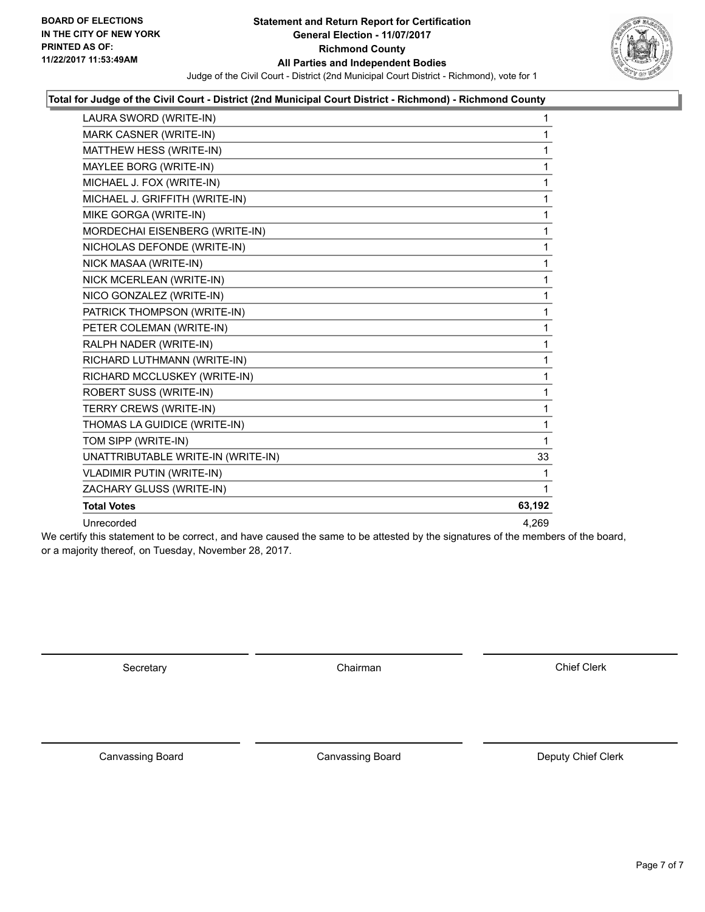**BOARD OF ELECTIONS IN THE CITY OF NEW YORK PRINTED AS OF: 11/22/2017 11:53:49AM**

**Statement and Return Report for Certification**
**General Election - 11/07/2017**
**Richmond County**
**All Parties and Independent Bodies**

Judge of the Civil Court - District (2nd Municipal Court District - Richmond), vote for 1

**Total for Judge of the Civil Court - District (2nd Municipal Court District - Richmond) - Richmond County**

| | |
|---|---|
| LAURA SWORD (WRITE-IN) | 1 |
| MARK CASNER (WRITE-IN) | 1 |
| MATTHEW HESS (WRITE-IN) | 1 |
| MAYLEE BORG (WRITE-IN) | 1 |
| MICHAEL J. FOX (WRITE-IN) | 1 |
| MICHAEL J. GRIFFITH (WRITE-IN) | 1 |
| MIKE GORGA (WRITE-IN) | 1 |
| MORDECHAI EISENBERG (WRITE-IN) | 1 |
| NICHOLAS DEFONDE (WRITE-IN) | 1 |
| NICK MASAA (WRITE-IN) | 1 |
| NICK MCERLEAN (WRITE-IN) | 1 |
| NICO GONZALEZ (WRITE-IN) | 1 |
| PATRICK THOMPSON (WRITE-IN) | 1 |
| PETER COLEMAN (WRITE-IN) | 1 |
| RALPH NADER (WRITE-IN) | 1 |
| RICHARD LUTHMANN (WRITE-IN) | 1 |
| RICHARD MCCLUSKEY (WRITE-IN) | 1 |
| ROBERT SUSS (WRITE-IN) | 1 |
| TERRY CREWS (WRITE-IN) | 1 |
| THOMAS LA GUIDICE (WRITE-IN) | 1 |
| TOM SIPP (WRITE-IN) | 1 |
| UNATTRIBUTABLE WRITE-IN (WRITE-IN) | 33 |
| VLADIMIR PUTIN (WRITE-IN) | 1 |
| ZACHARY GLUSS (WRITE-IN) | 1 |
| **Total Votes** | **63,192** |
| Unrecorded | 4,269 |

We certify this statement to be correct, and have caused the same to be attested by the signatures of the members of the board, or a majority thereof, on Tuesday, November 28, 2017.

Secretary

Chairman

Chief Clerk

Canvassing Board

Canvassing Board

Deputy Chief Clerk